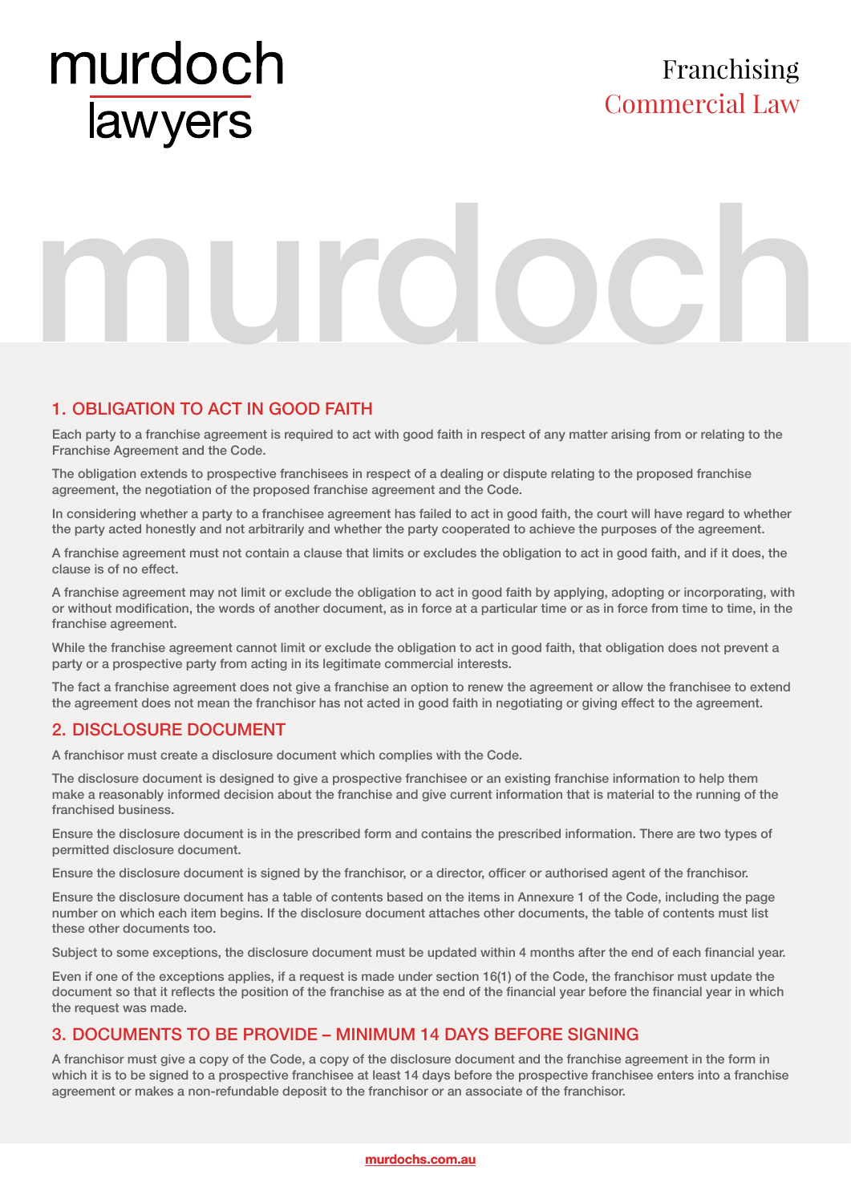# murdoch lawyers

Franchising
Commercial Law

## 1. OBLIGATION TO ACT IN GOOD FAITH

Each party to a franchise agreement is required to act with good faith in respect of any matter arising from or relating to the Franchise Agreement and the Code.

The obligation extends to prospective franchisees in respect of a dealing or dispute relating to the proposed franchise agreement, the negotiation of the proposed franchise agreement and the Code.

In considering whether a party to a franchisee agreement has failed to act in good faith, the court will have regard to whether the party acted honestly and not arbitrarily and whether the party cooperated to achieve the purposes of the agreement.

A franchise agreement must not contain a clause that limits or excludes the obligation to act in good faith, and if it does, the clause is of no effect.

A franchise agreement may not limit or exclude the obligation to act in good faith by applying, adopting or incorporating, with or without modification, the words of another document, as in force at a particular time or as in force from time to time, in the franchise agreement.

While the franchise agreement cannot limit or exclude the obligation to act in good faith, that obligation does not prevent a party or a prospective party from acting in its legitimate commercial interests.

The fact a franchise agreement does not give a franchise an option to renew the agreement or allow the franchisee to extend the agreement does not mean the franchisor has not acted in good faith in negotiating or giving effect to the agreement.

## 2. DISCLOSURE DOCUMENT

A franchisor must create a disclosure document which complies with the Code.

The disclosure document is designed to give a prospective franchisee or an existing franchise information to help them make a reasonably informed decision about the franchise and give current information that is material to the running of the franchised business.

Ensure the disclosure document is in the prescribed form and contains the prescribed information. There are two types of permitted disclosure document.

Ensure the disclosure document is signed by the franchisor, or a director, officer or authorised agent of the franchisor.

Ensure the disclosure document has a table of contents based on the items in Annexure 1 of the Code, including the page number on which each item begins. If the disclosure document attaches other documents, the table of contents must list these other documents too.

Subject to some exceptions, the disclosure document must be updated within 4 months after the end of each financial year.

Even if one of the exceptions applies, if a request is made under section 16(1) of the Code, the franchisor must update the document so that it reflects the position of the franchise as at the end of the financial year before the financial year in which the request was made.

## 3. DOCUMENTS TO BE PROVIDE – MINIMUM 14 DAYS BEFORE SIGNING

A franchisor must give a copy of the Code, a copy of the disclosure document and the franchise agreement in the form in which it is to be signed to a prospective franchisee at least 14 days before the prospective franchisee enters into a franchise agreement or makes a non-refundable deposit to the franchisor or an associate of the franchisor.

murdochs.com.au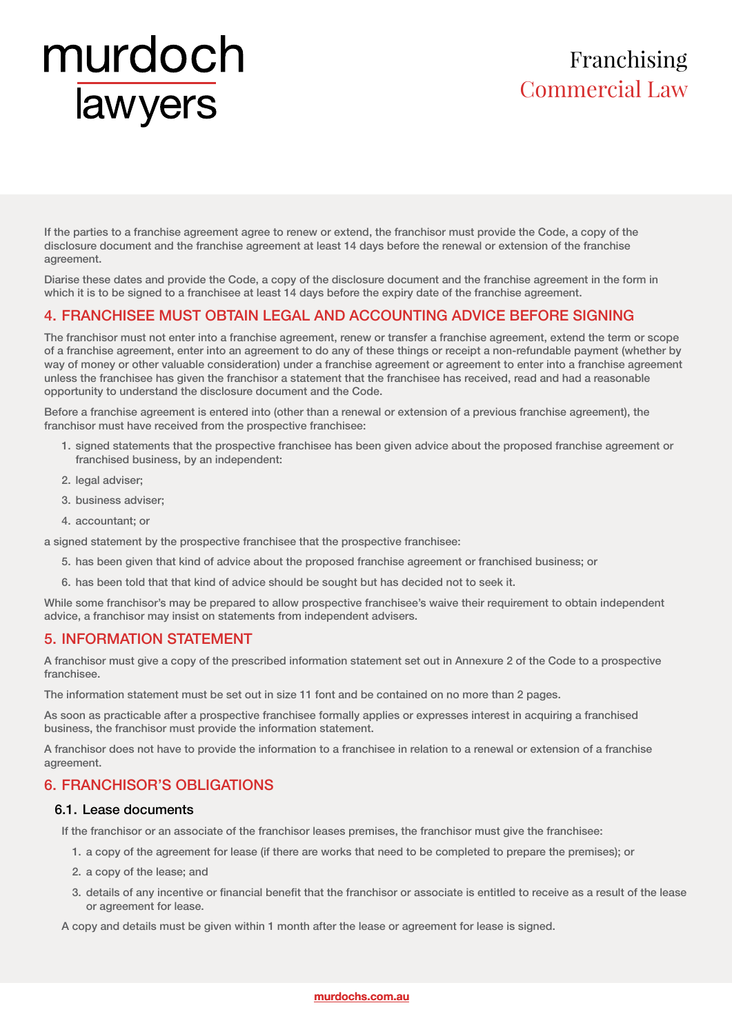If the parties to a franchise agreement agree to renew or extend, the franchisor must provide the Code, a copy of the disclosure document and the franchise agreement at least 14 days before the renewal or extension of the franchise agreement.

Diarise these dates and provide the Code, a copy of the disclosure document and the franchise agreement in the form in which it is to be signed to a franchisee at least 14 days before the expiry date of the franchise agreement.

## 4. FRANCHISEE MUST OBTAIN LEGAL AND ACCOUNTING ADVICE BEFORE SIGNING

The franchisor must not enter into a franchise agreement, renew or transfer a franchise agreement, extend the term or scope of a franchise agreement, enter into an agreement to do any of these things or receipt a non-refundable payment (whether by way of money or other valuable consideration) under a franchise agreement or agreement to enter into a franchise agreement unless the franchisee has given the franchisor a statement that the franchisee has received, read and had a reasonable opportunity to understand the disclosure document and the Code.

Before a franchise agreement is entered into (other than a renewal or extension of a previous franchise agreement), the franchisor must have received from the prospective franchisee:

1. signed statements that the prospective franchisee has been given advice about the proposed franchise agreement or franchised business, by an independent:
2. legal adviser;
3. business adviser;
4. accountant; or

a signed statement by the prospective franchisee that the prospective franchisee:

5. has been given that kind of advice about the proposed franchise agreement or franchised business; or
6. has been told that that kind of advice should be sought but has decided not to seek it.

While some franchisor's may be prepared to allow prospective franchisee's waive their requirement to obtain independent advice, a franchisor may insist on statements from independent advisers.

## 5. INFORMATION STATEMENT

A franchisor must give a copy of the prescribed information statement set out in Annexure 2 of the Code to a prospective franchisee.

The information statement must be set out in size 11 font and be contained on no more than 2 pages.

As soon as practicable after a prospective franchisee formally applies or expresses interest in acquiring a franchised business, the franchisor must provide the information statement.

A franchisor does not have to provide the information to a franchisee in relation to a renewal or extension of a franchise agreement.

## 6. FRANCHISOR'S OBLIGATIONS

### 6.1. Lease documents

If the franchisor or an associate of the franchisor leases premises, the franchisor must give the franchisee:

1. a copy of the agreement for lease (if there are works that need to be completed to prepare the premises); or
2. a copy of the lease; and
3. details of any incentive or financial benefit that the franchisor or associate is entitled to receive as a result of the lease or agreement for lease.

A copy and details must be given within 1 month after the lease or agreement for lease is signed.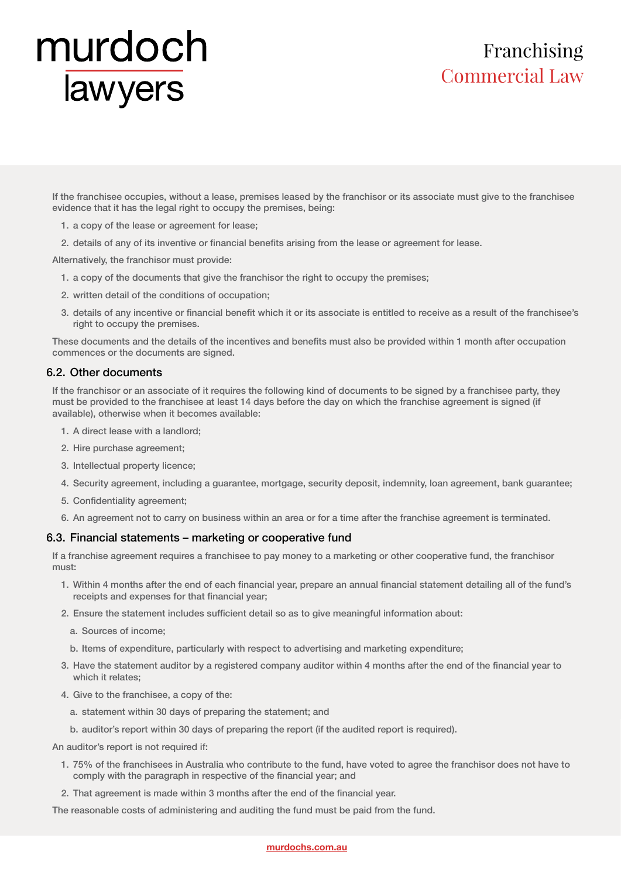If the franchisee occupies, without a lease, premises leased by the franchisor or its associate must give to the franchisee evidence that it has the legal right to occupy the premises, being:

1. a copy of the lease or agreement for lease;
2. details of any of its inventive or financial benefits arising from the lease or agreement for lease.

Alternatively, the franchisor must provide:

1. a copy of the documents that give the franchisor the right to occupy the premises;
2. written detail of the conditions of occupation;
3. details of any incentive or financial benefit which it or its associate is entitled to receive as a result of the franchisee's right to occupy the premises.

These documents and the details of the incentives and benefits must also be provided within 1 month after occupation commences or the documents are signed.

### 6.2. Other documents

If the franchisor or an associate of it requires the following kind of documents to be signed by a franchisee party, they must be provided to the franchisee at least 14 days before the day on which the franchise agreement is signed (if available), otherwise when it becomes available:

1. A direct lease with a landlord;
2. Hire purchase agreement;
3. Intellectual property licence;
4. Security agreement, including a guarantee, mortgage, security deposit, indemnity, loan agreement, bank guarantee;
5. Confidentiality agreement;
6. An agreement not to carry on business within an area or for a time after the franchise agreement is terminated.

### 6.3. Financial statements – marketing or cooperative fund

If a franchise agreement requires a franchisee to pay money to a marketing or other cooperative fund, the franchisor must:

1. Within 4 months after the end of each financial year, prepare an annual financial statement detailing all of the fund's receipts and expenses for that financial year;
2. Ensure the statement includes sufficient detail so as to give meaningful information about:
   a. Sources of income;
   b. Items of expenditure, particularly with respect to advertising and marketing expenditure;
3. Have the statement auditor by a registered company auditor within 4 months after the end of the financial year to which it relates;
4. Give to the franchisee, a copy of the:
   a. statement within 30 days of preparing the statement; and
   b. auditor's report within 30 days of preparing the report (if the audited report is required).

An auditor's report is not required if:

1. 75% of the franchisees in Australia who contribute to the fund, have voted to agree the franchisor does not have to comply with the paragraph in respective of the financial year; and
2. That agreement is made within 3 months after the end of the financial year.

The reasonable costs of administering and auditing the fund must be paid from the fund.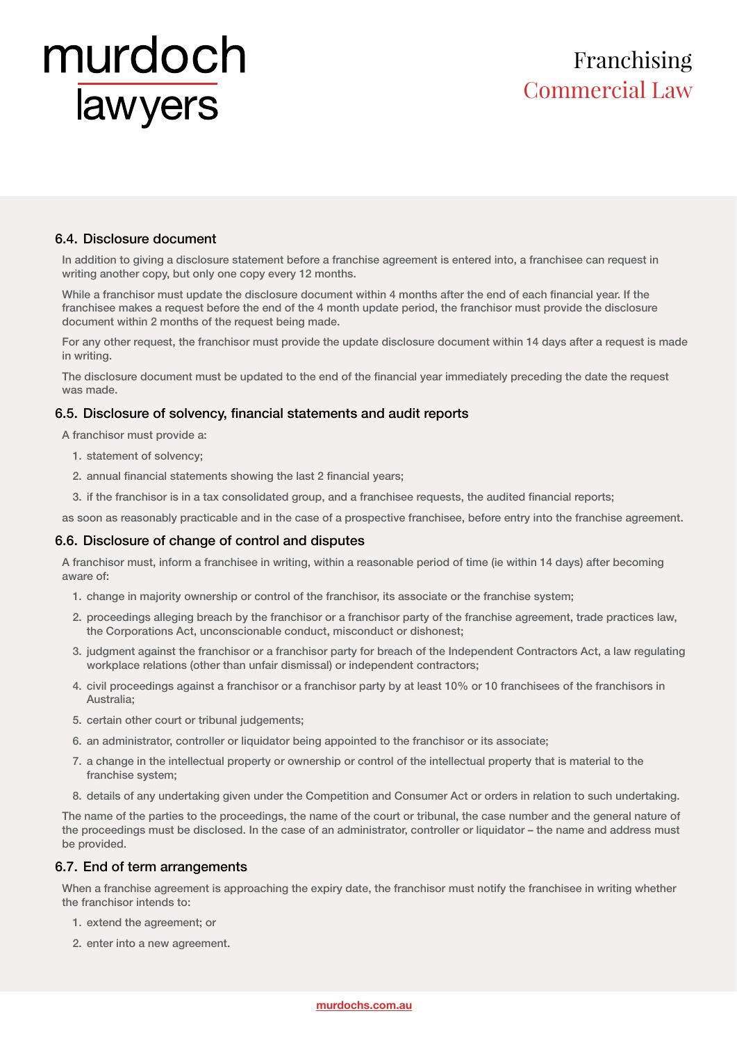### 6.4. Disclosure document

In addition to giving a disclosure statement before a franchise agreement is entered into, a franchisee can request in writing another copy, but only one copy every 12 months.

While a franchisor must update the disclosure document within 4 months after the end of each financial year. If the franchisee makes a request before the end of the 4 month update period, the franchisor must provide the disclosure document within 2 months of the request being made.

For any other request, the franchisor must provide the update disclosure document within 14 days after a request is made in writing.

The disclosure document must be updated to the end of the financial year immediately preceding the date the request was made.

### 6.5. Disclosure of solvency, financial statements and audit reports

A franchisor must provide a:

1. statement of solvency;
2. annual financial statements showing the last 2 financial years;
3. if the franchisor is in a tax consolidated group, and a franchisee requests, the audited financial reports;

as soon as reasonably practicable and in the case of a prospective franchisee, before entry into the franchise agreement.

### 6.6. Disclosure of change of control and disputes

A franchisor must, inform a franchisee in writing, within a reasonable period of time (ie within 14 days) after becoming aware of:

1. change in majority ownership or control of the franchisor, its associate or the franchise system;
2. proceedings alleging breach by the franchisor or a franchisor party of the franchise agreement, trade practices law, the Corporations Act, unconscionable conduct, misconduct or dishonest;
3. judgment against the franchisor or a franchisor party for breach of the Independent Contractors Act, a law regulating workplace relations (other than unfair dismissal) or independent contractors;
4. civil proceedings against a franchisor or a franchisor party by at least 10% or 10 franchisees of the franchisors in Australia;
5. certain other court or tribunal judgements;
6. an administrator, controller or liquidator being appointed to the franchisor or its associate;
7. a change in the intellectual property or ownership or control of the intellectual property that is material to the franchise system;
8. details of any undertaking given under the Competition and Consumer Act or orders in relation to such undertaking.

The name of the parties to the proceedings, the name of the court or tribunal, the case number and the general nature of the proceedings must be disclosed. In the case of an administrator, controller or liquidator – the name and address must be provided.

### 6.7. End of term arrangements

When a franchise agreement is approaching the expiry date, the franchisor must notify the franchisee in writing whether the franchisor intends to:

1. extend the agreement; or
2. enter into a new agreement.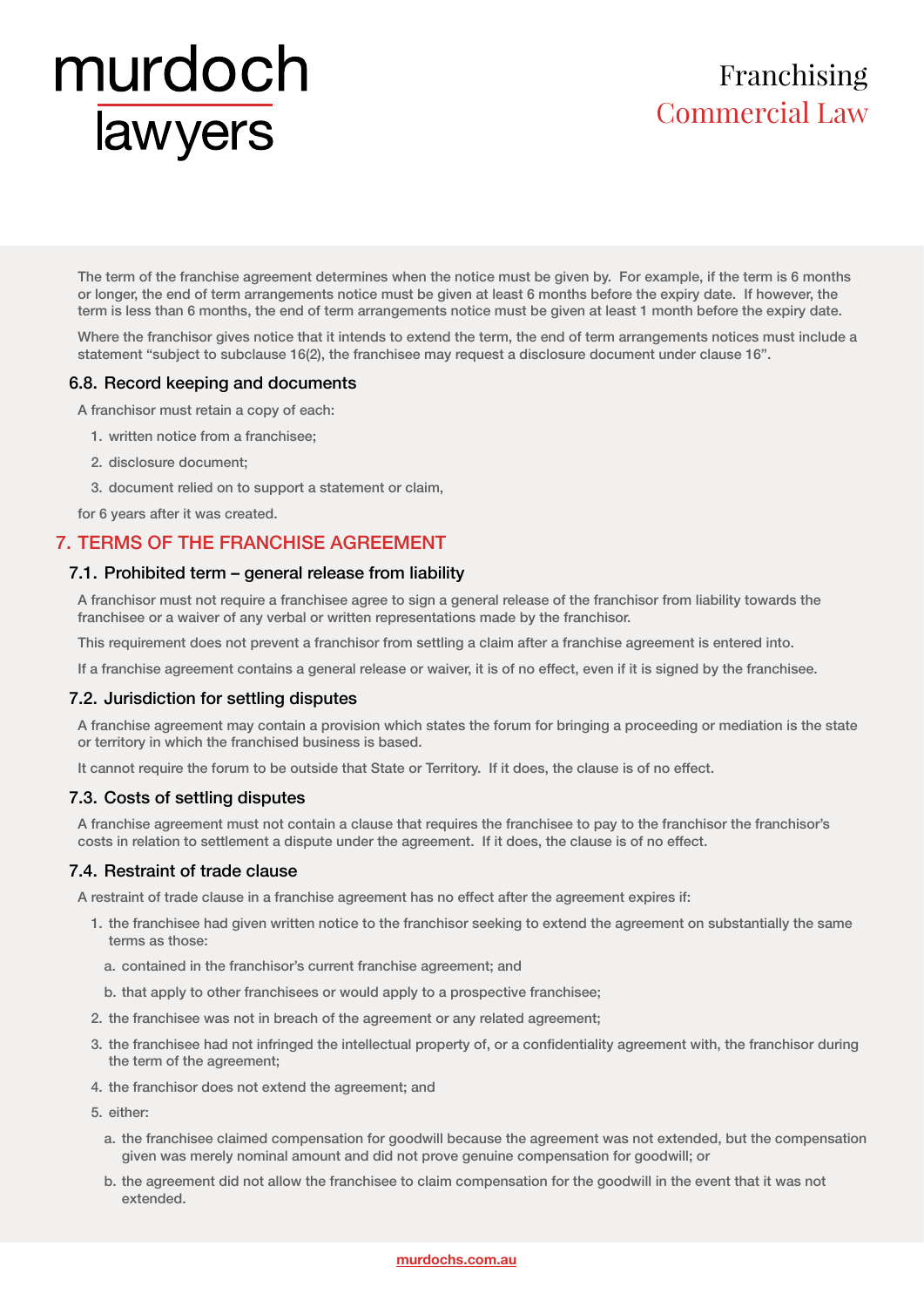The term of the franchise agreement determines when the notice must be given by. For example, if the term is 6 months or longer, the end of term arrangements notice must be given at least 6 months before the expiry date. If however, the term is less than 6 months, the end of term arrangements notice must be given at least 1 month before the expiry date.

Where the franchisor gives notice that it intends to extend the term, the end of term arrangements notices must include a statement "subject to subclause 16(2), the franchisee may request a disclosure document under clause 16".

### 6.8. Record keeping and documents

A franchisor must retain a copy of each:

1. written notice from a franchisee;
2. disclosure document;
3. document relied on to support a statement or claim,

for 6 years after it was created.

## 7. TERMS OF THE FRANCHISE AGREEMENT

### 7.1. Prohibited term – general release from liability

A franchisor must not require a franchisee agree to sign a general release of the franchisor from liability towards the franchisee or a waiver of any verbal or written representations made by the franchisor.

This requirement does not prevent a franchisor from settling a claim after a franchise agreement is entered into.

If a franchise agreement contains a general release or waiver, it is of no effect, even if it is signed by the franchisee.

### 7.2. Jurisdiction for settling disputes

A franchise agreement may contain a provision which states the forum for bringing a proceeding or mediation is the state or territory in which the franchised business is based.

It cannot require the forum to be outside that State or Territory. If it does, the clause is of no effect.

### 7.3. Costs of settling disputes

A franchise agreement must not contain a clause that requires the franchisee to pay to the franchisor the franchisor's costs in relation to settlement a dispute under the agreement. If it does, the clause is of no effect.

### 7.4. Restraint of trade clause

A restraint of trade clause in a franchise agreement has no effect after the agreement expires if:

1. the franchisee had given written notice to the franchisor seeking to extend the agreement on substantially the same terms as those:
   a. contained in the franchisor's current franchise agreement; and
   b. that apply to other franchisees or would apply to a prospective franchisee;
2. the franchisee was not in breach of the agreement or any related agreement;
3. the franchisee had not infringed the intellectual property of, or a confidentiality agreement with, the franchisor during the term of the agreement;
4. the franchisor does not extend the agreement; and
5. either:
   a. the franchisee claimed compensation for goodwill because the agreement was not extended, but the compensation given was merely nominal amount and did not prove genuine compensation for goodwill; or
   b. the agreement did not allow the franchisee to claim compensation for the goodwill in the event that it was not extended.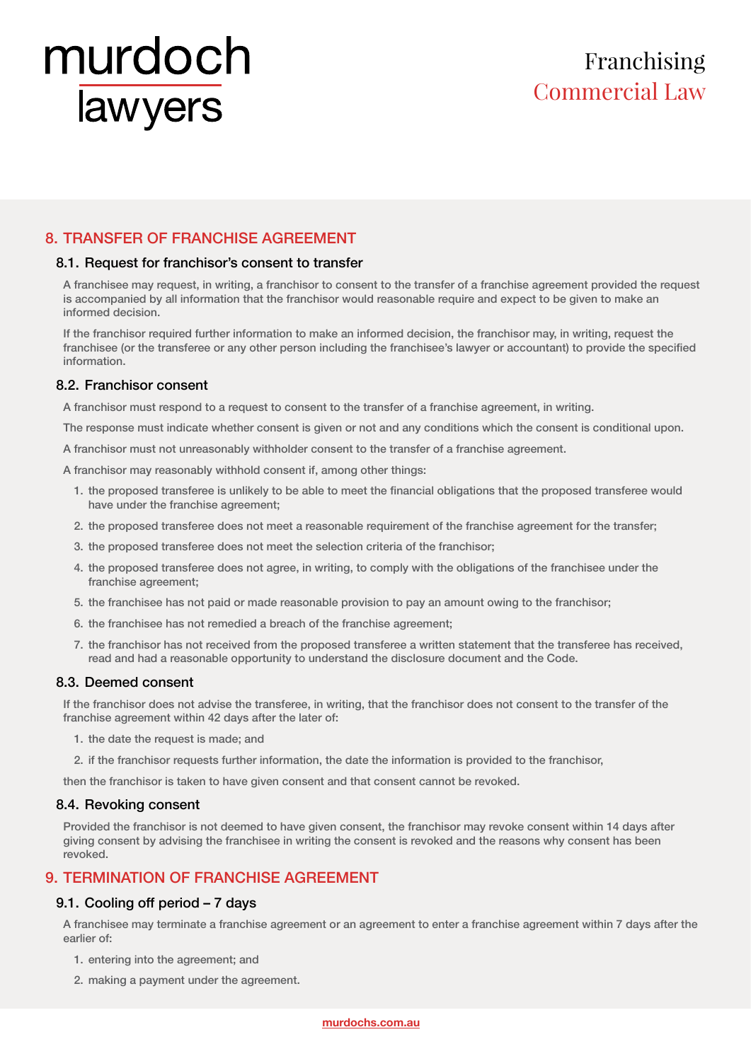## 8. TRANSFER OF FRANCHISE AGREEMENT

### 8.1. Request for franchisor's consent to transfer

A franchisee may request, in writing, a franchisor to consent to the transfer of a franchise agreement provided the request is accompanied by all information that the franchisor would reasonable require and expect to be given to make an informed decision.

If the franchisor required further information to make an informed decision, the franchisor may, in writing, request the franchisee (or the transferee or any other person including the franchisee's lawyer or accountant) to provide the specified information.

### 8.2. Franchisor consent

A franchisor must respond to a request to consent to the transfer of a franchise agreement, in writing.

The response must indicate whether consent is given or not and any conditions which the consent is conditional upon.

A franchisor must not unreasonably withholder consent to the transfer of a franchise agreement.

A franchisor may reasonably withhold consent if, among other things:

1. the proposed transferee is unlikely to be able to meet the financial obligations that the proposed transferee would have under the franchise agreement;
2. the proposed transferee does not meet a reasonable requirement of the franchise agreement for the transfer;
3. the proposed transferee does not meet the selection criteria of the franchisor;
4. the proposed transferee does not agree, in writing, to comply with the obligations of the franchisee under the franchise agreement;
5. the franchisee has not paid or made reasonable provision to pay an amount owing to the franchisor;
6. the franchisee has not remedied a breach of the franchise agreement;
7. the franchisor has not received from the proposed transferee a written statement that the transferee has received, read and had a reasonable opportunity to understand the disclosure document and the Code.

### 8.3. Deemed consent

If the franchisor does not advise the transferee, in writing, that the franchisor does not consent to the transfer of the franchise agreement within 42 days after the later of:

1. the date the request is made; and
2. if the franchisor requests further information, the date the information is provided to the franchisor,

then the franchisor is taken to have given consent and that consent cannot be revoked.

### 8.4. Revoking consent

Provided the franchisor is not deemed to have given consent, the franchisor may revoke consent within 14 days after giving consent by advising the franchisee in writing the consent is revoked and the reasons why consent has been revoked.

## 9. TERMINATION OF FRANCHISE AGREEMENT

### 9.1. Cooling off period – 7 days

A franchisee may terminate a franchise agreement or an agreement to enter a franchise agreement within 7 days after the earlier of:

1. entering into the agreement; and
2. making a payment under the agreement.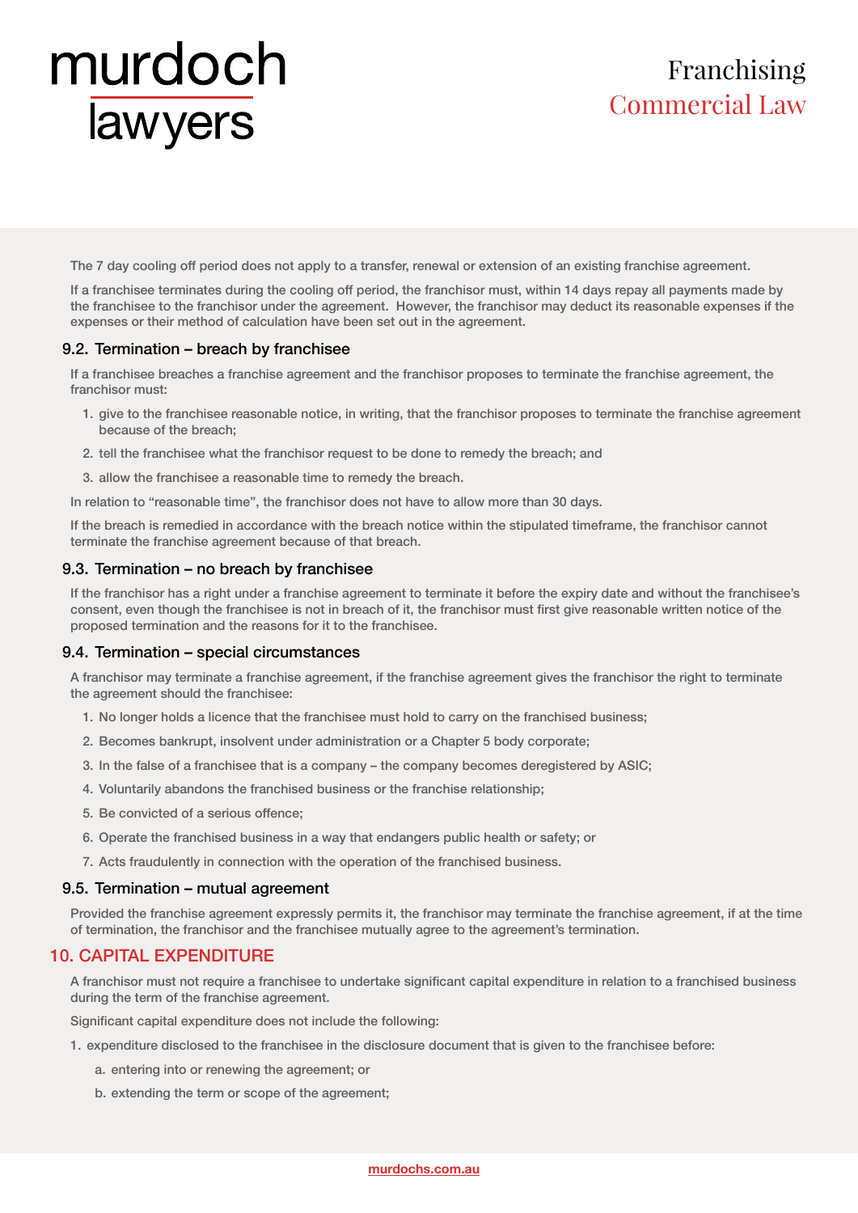The 7 day cooling off period does not apply to a transfer, renewal or extension of an existing franchise agreement.

If a franchisee terminates during the cooling off period, the franchisor must, within 14 days repay all payments made by the franchisee to the franchisor under the agreement. However, the franchisor may deduct its reasonable expenses if the expenses or their method of calculation have been set out in the agreement.

### 9.2. Termination – breach by franchisee

If a franchisee breaches a franchise agreement and the franchisor proposes to terminate the franchise agreement, the franchisor must:

1. give to the franchisee reasonable notice, in writing, that the franchisor proposes to terminate the franchise agreement because of the breach;
2. tell the franchisee what the franchisor request to be done to remedy the breach; and
3. allow the franchisee a reasonable time to remedy the breach.

In relation to "reasonable time", the franchisor does not have to allow more than 30 days.

If the breach is remedied in accordance with the breach notice within the stipulated timeframe, the franchisor cannot terminate the franchise agreement because of that breach.

### 9.3. Termination – no breach by franchisee

If the franchisor has a right under a franchise agreement to terminate it before the expiry date and without the franchisee's consent, even though the franchisee is not in breach of it, the franchisor must first give reasonable written notice of the proposed termination and the reasons for it to the franchisee.

### 9.4. Termination – special circumstances

A franchisor may terminate a franchise agreement, if the franchise agreement gives the franchisor the right to terminate the agreement should the franchisee:

1. No longer holds a licence that the franchisee must hold to carry on the franchised business;
2. Becomes bankrupt, insolvent under administration or a Chapter 5 body corporate;
3. In the false of a franchisee that is a company – the company becomes deregistered by ASIC;
4. Voluntarily abandons the franchised business or the franchise relationship;
5. Be convicted of a serious offence;
6. Operate the franchised business in a way that endangers public health or safety; or
7. Acts fraudulently in connection with the operation of the franchised business.

### 9.5. Termination – mutual agreement

Provided the franchise agreement expressly permits it, the franchisor may terminate the franchise agreement, if at the time of termination, the franchisor and the franchisee mutually agree to the agreement's termination.

## 10. CAPITAL EXPENDITURE

A franchisor must not require a franchisee to undertake significant capital expenditure in relation to a franchised business during the term of the franchise agreement.

Significant capital expenditure does not include the following:

1. expenditure disclosed to the franchisee in the disclosure document that is given to the franchisee before:
   a. entering into or renewing the agreement; or
   b. extending the term or scope of the agreement;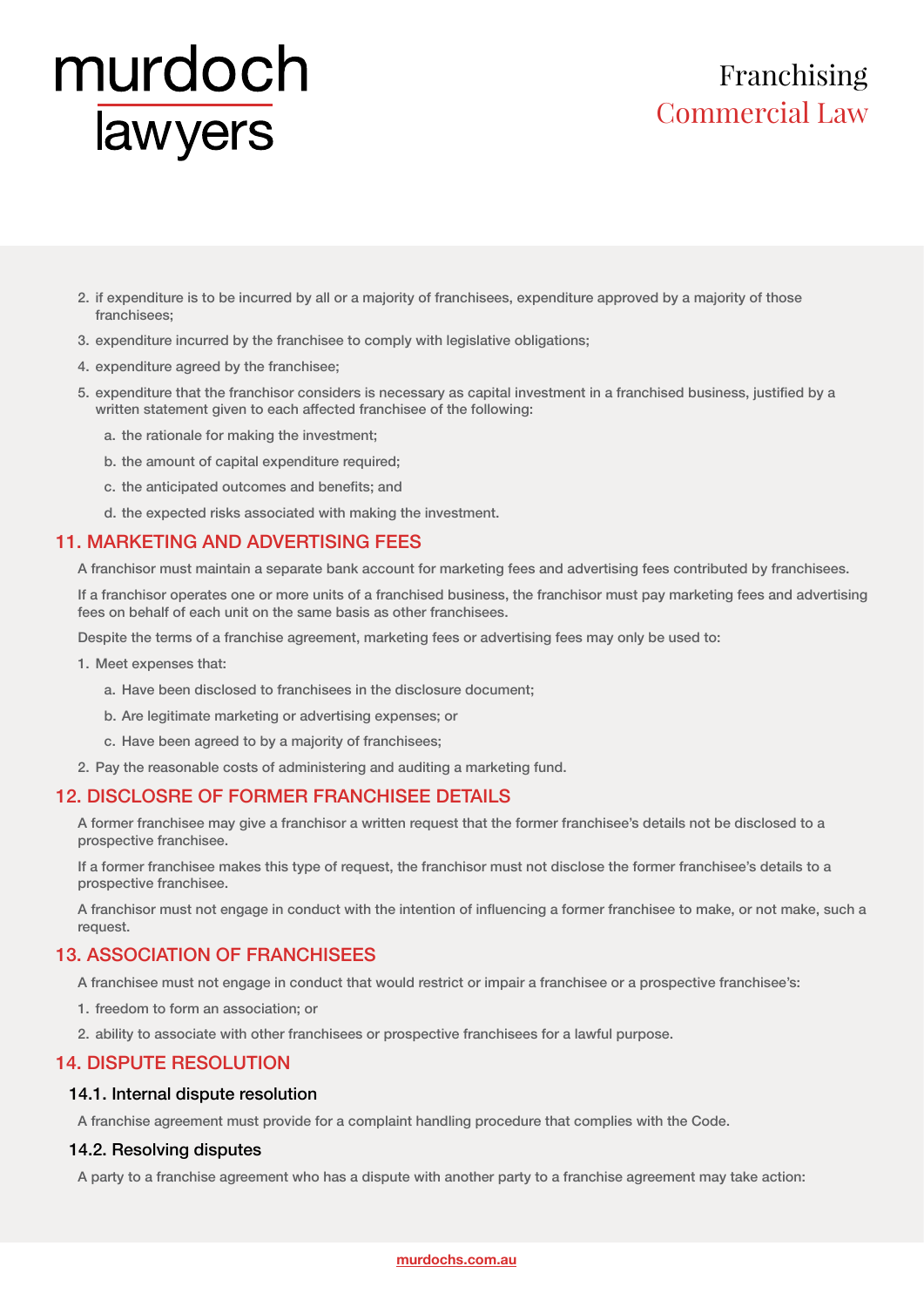2. if expenditure is to be incurred by all or a majority of franchisees, expenditure approved by a majority of those franchisees;
3. expenditure incurred by the franchisee to comply with legislative obligations;
4. expenditure agreed by the franchisee;
5. expenditure that the franchisor considers is necessary as capital investment in a franchised business, justified by a written statement given to each affected franchisee of the following:
   a. the rationale for making the investment;
   b. the amount of capital expenditure required;
   c. the anticipated outcomes and benefits; and
   d. the expected risks associated with making the investment.

## 11. MARKETING AND ADVERTISING FEES

A franchisor must maintain a separate bank account for marketing fees and advertising fees contributed by franchisees.

If a franchisor operates one or more units of a franchised business, the franchisor must pay marketing fees and advertising fees on behalf of each unit on the same basis as other franchisees.

Despite the terms of a franchise agreement, marketing fees or advertising fees may only be used to:

1. Meet expenses that:
   a. Have been disclosed to franchisees in the disclosure document;
   b. Are legitimate marketing or advertising expenses; or
   c. Have been agreed to by a majority of franchisees;
2. Pay the reasonable costs of administering and auditing a marketing fund.

## 12. DISCLOSRE OF FORMER FRANCHISEE DETAILS

A former franchisee may give a franchisor a written request that the former franchisee's details not be disclosed to a prospective franchisee.

If a former franchisee makes this type of request, the franchisor must not disclose the former franchisee's details to a prospective franchisee.

A franchisor must not engage in conduct with the intention of influencing a former franchisee to make, or not make, such a request.

## 13. ASSOCIATION OF FRANCHISEES

A franchisee must not engage in conduct that would restrict or impair a franchisee or a prospective franchisee's:

1. freedom to form an association; or
2. ability to associate with other franchisees or prospective franchisees for a lawful purpose.

## 14. DISPUTE RESOLUTION

### 14.1. Internal dispute resolution

A franchise agreement must provide for a complaint handling procedure that complies with the Code.

### 14.2. Resolving disputes

A party to a franchise agreement who has a dispute with another party to a franchise agreement may take action: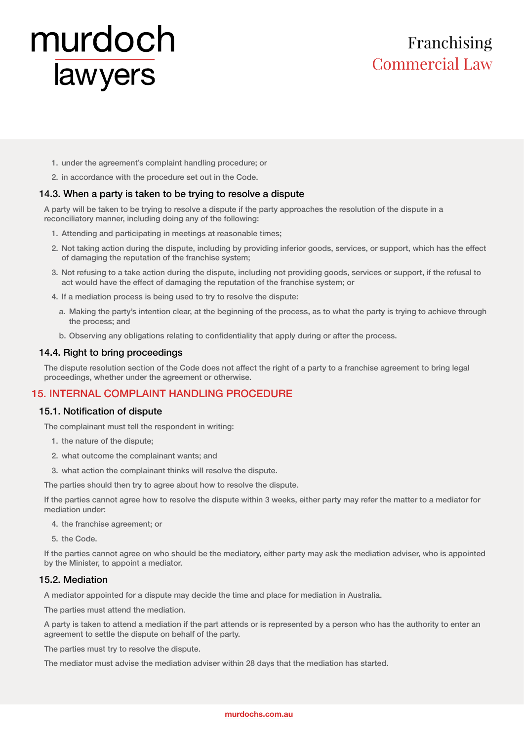1. under the agreement's complaint handling procedure; or
2. in accordance with the procedure set out in the Code.

### 14.3. When a party is taken to be trying to resolve a dispute

A party will be taken to be trying to resolve a dispute if the party approaches the resolution of the dispute in a reconciliatory manner, including doing any of the following:

1. Attending and participating in meetings at reasonable times;
2. Not taking action during the dispute, including by providing inferior goods, services, or support, which has the effect of damaging the reputation of the franchise system;
3. Not refusing to a take action during the dispute, including not providing goods, services or support, if the refusal to act would have the effect of damaging the reputation of the franchise system; or
4. If a mediation process is being used to try to resolve the dispute:
   a. Making the party's intention clear, at the beginning of the process, as to what the party is trying to achieve through the process; and
   b. Observing any obligations relating to confidentiality that apply during or after the process.

### 14.4. Right to bring proceedings

The dispute resolution section of the Code does not affect the right of a party to a franchise agreement to bring legal proceedings, whether under the agreement or otherwise.

## 15. INTERNAL COMPLAINT HANDLING PROCEDURE

### 15.1. Notification of dispute

The complainant must tell the respondent in writing:

1. the nature of the dispute;
2. what outcome the complainant wants; and
3. what action the complainant thinks will resolve the dispute.

The parties should then try to agree about how to resolve the dispute.

If the parties cannot agree how to resolve the dispute within 3 weeks, either party may refer the matter to a mediator for mediation under:

4. the franchise agreement; or
5. the Code.

If the parties cannot agree on who should be the mediatory, either party may ask the mediation adviser, who is appointed by the Minister, to appoint a mediator.

### 15.2. Mediation

A mediator appointed for a dispute may decide the time and place for mediation in Australia.

The parties must attend the mediation.

A party is taken to attend a mediation if the part attends or is represented by a person who has the authority to enter an agreement to settle the dispute on behalf of the party.

The parties must try to resolve the dispute.

The mediator must advise the mediation adviser within 28 days that the mediation has started.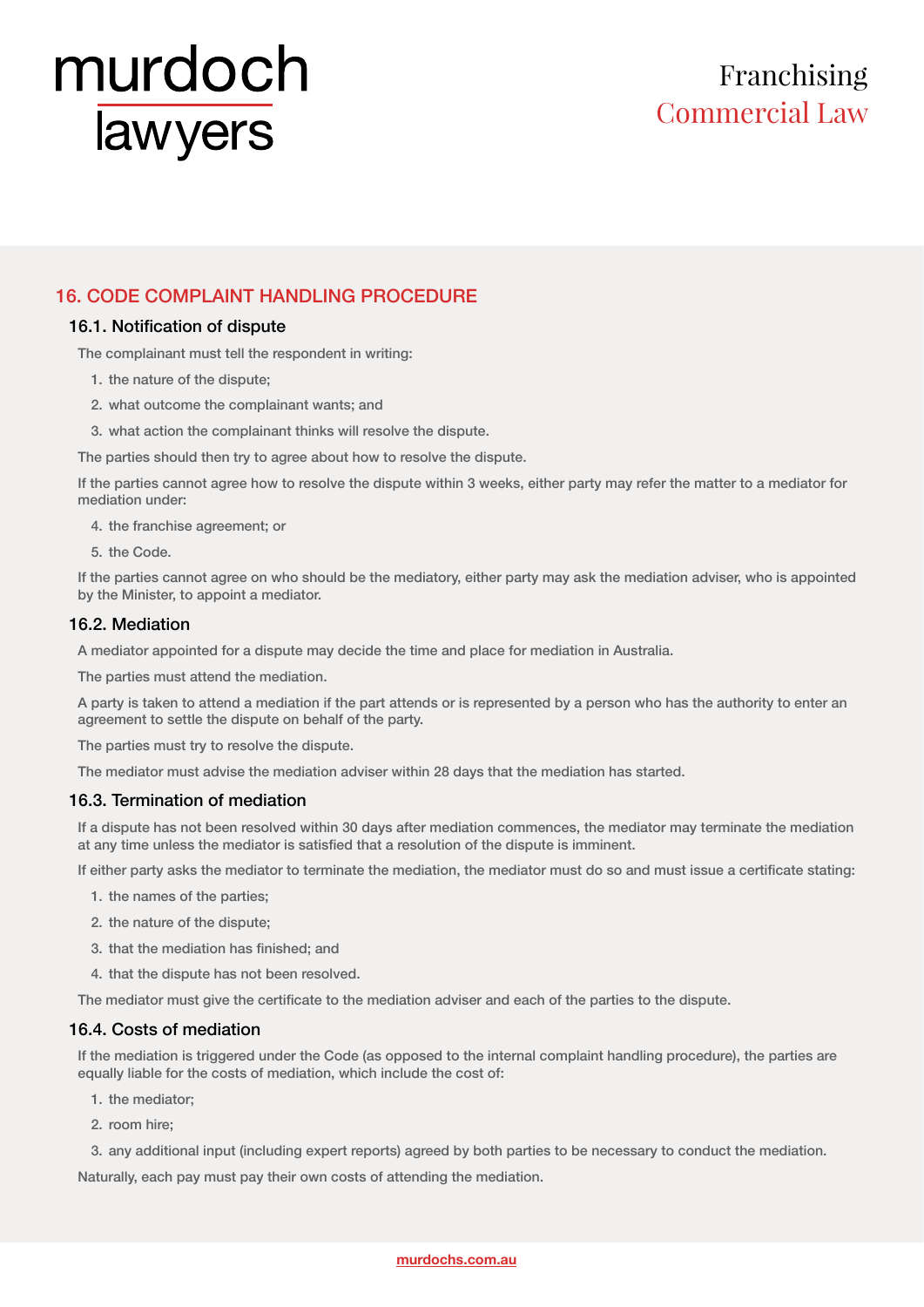## 16. CODE COMPLAINT HANDLING PROCEDURE

### 16.1. Notification of dispute

The complainant must tell the respondent in writing:

1. the nature of the dispute;
2. what outcome the complainant wants; and
3. what action the complainant thinks will resolve the dispute.

The parties should then try to agree about how to resolve the dispute.

If the parties cannot agree how to resolve the dispute within 3 weeks, either party may refer the matter to a mediator for mediation under:

4. the franchise agreement; or
5. the Code.

If the parties cannot agree on who should be the mediatory, either party may ask the mediation adviser, who is appointed by the Minister, to appoint a mediator.

### 16.2. Mediation

A mediator appointed for a dispute may decide the time and place for mediation in Australia.

The parties must attend the mediation.

A party is taken to attend a mediation if the part attends or is represented by a person who has the authority to enter an agreement to settle the dispute on behalf of the party.

The parties must try to resolve the dispute.

The mediator must advise the mediation adviser within 28 days that the mediation has started.

### 16.3. Termination of mediation

If a dispute has not been resolved within 30 days after mediation commences, the mediator may terminate the mediation at any time unless the mediator is satisfied that a resolution of the dispute is imminent.

If either party asks the mediator to terminate the mediation, the mediator must do so and must issue a certificate stating:

1. the names of the parties;
2. the nature of the dispute;
3. that the mediation has finished; and
4. that the dispute has not been resolved.

The mediator must give the certificate to the mediation adviser and each of the parties to the dispute.

### 16.4. Costs of mediation

If the mediation is triggered under the Code (as opposed to the internal complaint handling procedure), the parties are equally liable for the costs of mediation, which include the cost of:

1. the mediator;
2. room hire;
3. any additional input (including expert reports) agreed by both parties to be necessary to conduct the mediation.

Naturally, each pay must pay their own costs of attending the mediation.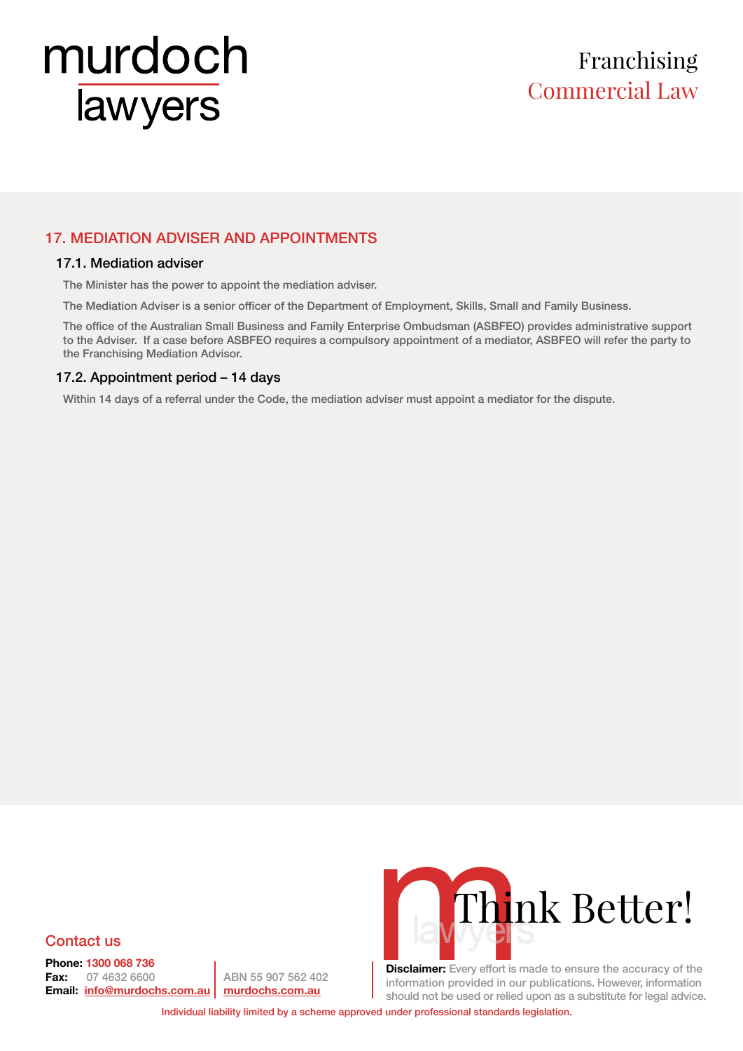## 17. MEDIATION ADVISER AND APPOINTMENTS

### 17.1. Mediation adviser

The Minister has the power to appoint the mediation adviser.

The Mediation Adviser is a senior officer of the Department of Employment, Skills, Small and Family Business.

The office of the Australian Small Business and Family Enterprise Ombudsman (ASBFEO) provides administrative support to the Adviser. If a case before ASBFEO requires a compulsory appointment of a mediator, ASBFEO will refer the party to the Franchising Mediation Advisor.

### 17.2. Appointment period – 14 days

Within 14 days of a referral under the Code, the mediation adviser must appoint a mediator for the dispute.

Think Better!

**Contact us**

**Phone:** 1300 068 736
**Fax:** 07 4632 6600
**Email:** info@murdochs.com.au

ABN 55 907 562 402
murdochs.com.au

**Disclaimer:** Every effort is made to ensure the accuracy of the information provided in our publications. However, information should not be used or relied upon as a substitute for legal advice.

Individual liability limited by a scheme approved under professional standards legislation.